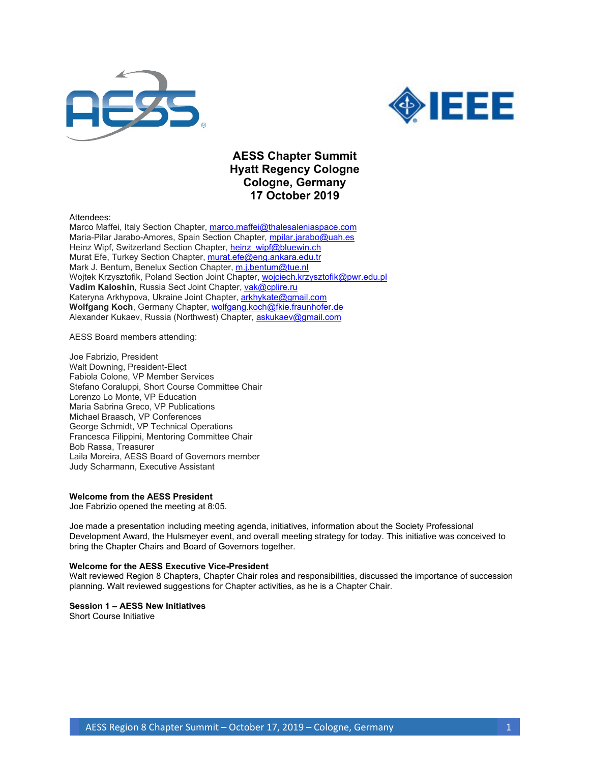# AESS Chapter Summit
# Hyatt Regency Cologne
# Cologne, Germany
# 17 October 2019

Attendees:
Marco Maffei, Italy Section Chapter, marco.maffei@thalesaleniaspace.com
Maria-Pilar Jarabo-Amores, Spain Section Chapter, mpilar.jarabo@uah.es
Heinz Wipf, Switzerland Section Chapter, heinz_wipf@bluewin.ch
Murat Efe, Turkey Section Chapter, murat.efe@eng.ankara.edu.tr
Mark J. Bentum, Benelux Section Chapter, m.j.bentum@tue.nl
Wojtek Krzysztofik, Poland Section Joint Chapter, wojciech.krzysztofik@pwr.edu.pl
**Vadim Kaloshin**, Russia Sect Joint Chapter, vak@cplire.ru
Kateryna Arkhypova, Ukraine Joint Chapter, arkhykate@gmail.com
**Wolfgang Koch**, Germany Chapter, wolfgang.koch@fkie.fraunhofer.de
Alexander Kukaev, Russia (Northwest) Chapter, askukaev@gmail.com

AESS Board members attending:

Joe Fabrizio, President
Walt Downing, President-Elect
Fabiola Colone, VP Member Services
Stefano Coraluppi, Short Course Committee Chair
Lorenzo Lo Monte, VP Education
Maria Sabrina Greco, VP Publications
Michael Braasch, VP Conferences
George Schmidt, VP Technical Operations
Francesca Filippini, Mentoring Committee Chair
Bob Rassa, Treasurer
Laila Moreira, AESS Board of Governors member
Judy Scharmann, Executive Assistant

**Welcome from the AESS President**
Joe Fabrizio opened the meeting at 8:05.

Joe made a presentation including meeting agenda, initiatives, information about the Society Professional Development Award, the Hulsmeyer event, and overall meeting strategy for today. This initiative was conceived to bring the Chapter Chairs and Board of Governors together.

**Welcome for the AESS Executive Vice-President**
Walt reviewed Region 8 Chapters, Chapter Chair roles and responsibilities, discussed the importance of succession planning. Walt reviewed suggestions for Chapter activities, as he is a Chapter Chair.

**Session 1 – AESS New Initiatives**
Short Course Initiative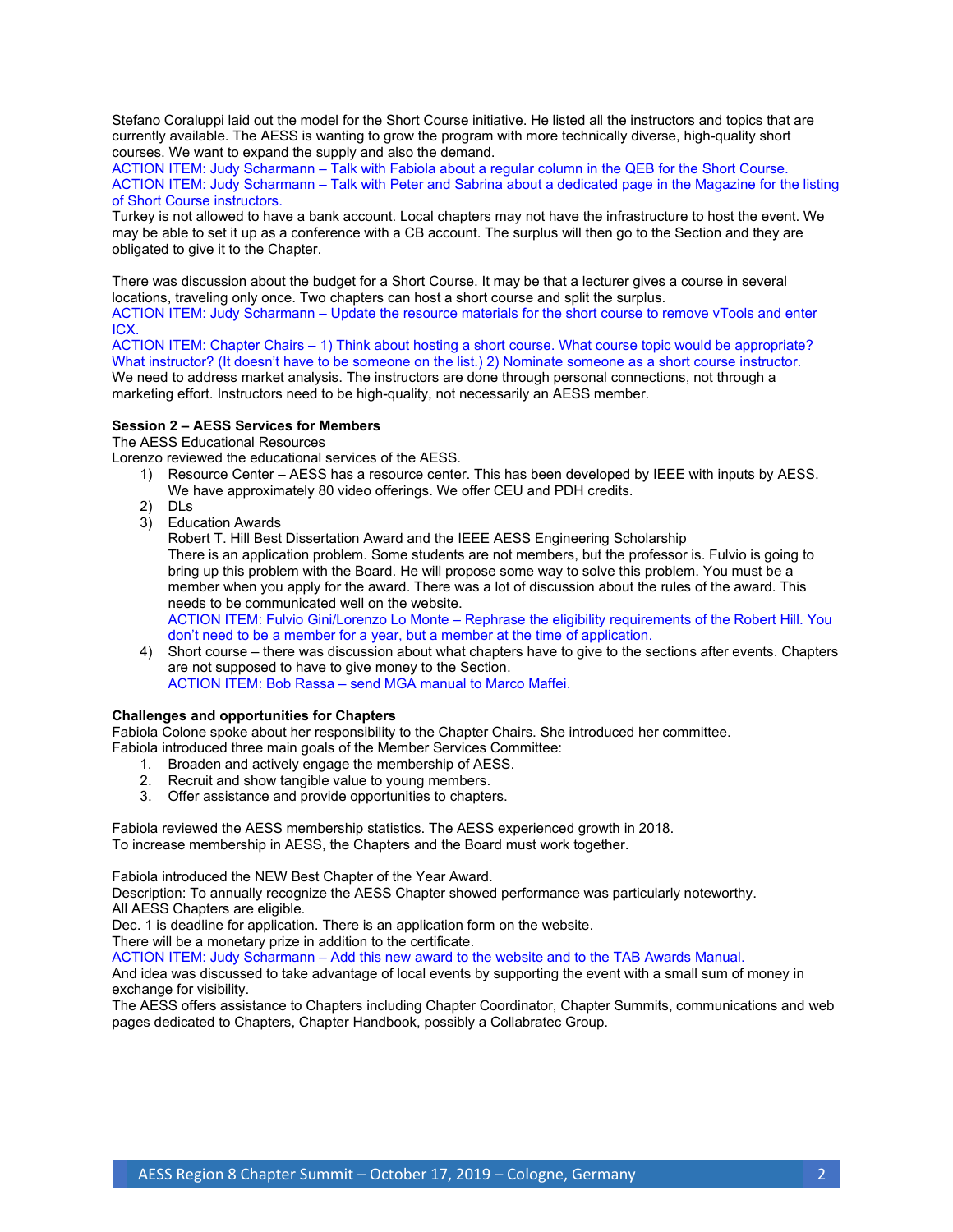Stefano Coraluppi laid out the model for the Short Course initiative. He listed all the instructors and topics that are currently available. The AESS is wanting to grow the program with more technically diverse, high-quality short courses. We want to expand the supply and also the demand.
ACTION ITEM: Judy Scharmann – Talk with Fabiola about a regular column in the QEB for the Short Course.
ACTION ITEM: Judy Scharmann – Talk with Peter and Sabrina about a dedicated page in the Magazine for the listing of Short Course instructors.
Turkey is not allowed to have a bank account. Local chapters may not have the infrastructure to host the event. We may be able to set it up as a conference with a CB account. The surplus will then go to the Section and they are obligated to give it to the Chapter.

There was discussion about the budget for a Short Course. It may be that a lecturer gives a course in several locations, traveling only once. Two chapters can host a short course and split the surplus.
ACTION ITEM: Judy Scharmann – Update the resource materials for the short course to remove vTools and enter ICX.
ACTION ITEM: Chapter Chairs – 1) Think about hosting a short course. What course topic would be appropriate? What instructor? (It doesn't have to be someone on the list.) 2) Nominate someone as a short course instructor.
We need to address market analysis. The instructors are done through personal connections, not through a marketing effort. Instructors need to be high-quality, not necessarily an AESS member.

**Session 2 – AESS Services for Members**
The AESS Educational Resources
Lorenzo reviewed the educational services of the AESS.

1) Resource Center – AESS has a resource center. This has been developed by IEEE with inputs by AESS. We have approximately 80 video offerings. We offer CEU and PDH credits.
2) DLs
3) Education Awards
   Robert T. Hill Best Dissertation Award and the IEEE AESS Engineering Scholarship
   There is an application problem. Some students are not members, but the professor is. Fulvio is going to bring up this problem with the Board. He will propose some way to solve this problem. You must be a member when you apply for the award. There was a lot of discussion about the rules of the award. This needs to be communicated well on the website.
   ACTION ITEM: Fulvio Gini/Lorenzo Lo Monte – Rephrase the eligibility requirements of the Robert Hill. You don't need to be a member for a year, but a member at the time of application.
4) Short course – there was discussion about what chapters have to give to the sections after events. Chapters are not supposed to have to give money to the Section.
   ACTION ITEM: Bob Rassa – send MGA manual to Marco Maffei.

**Challenges and opportunities for Chapters**
Fabiola Colone spoke about her responsibility to the Chapter Chairs. She introduced her committee.
Fabiola introduced three main goals of the Member Services Committee:

1. Broaden and actively engage the membership of AESS.
2. Recruit and show tangible value to young members.
3. Offer assistance and provide opportunities to chapters.

Fabiola reviewed the AESS membership statistics. The AESS experienced growth in 2018.
To increase membership in AESS, the Chapters and the Board must work together.

Fabiola introduced the NEW Best Chapter of the Year Award.
Description: To annually recognize the AESS Chapter showed performance was particularly noteworthy.
All AESS Chapters are eligible.
Dec. 1 is deadline for application. There is an application form on the website.
There will be a monetary prize in addition to the certificate.
ACTION ITEM: Judy Scharmann – Add this new award to the website and to the TAB Awards Manual.
And idea was discussed to take advantage of local events by supporting the event with a small sum of money in exchange for visibility.
The AESS offers assistance to Chapters including Chapter Coordinator, Chapter Summits, communications and web pages dedicated to Chapters, Chapter Handbook, possibly a Collabratec Group.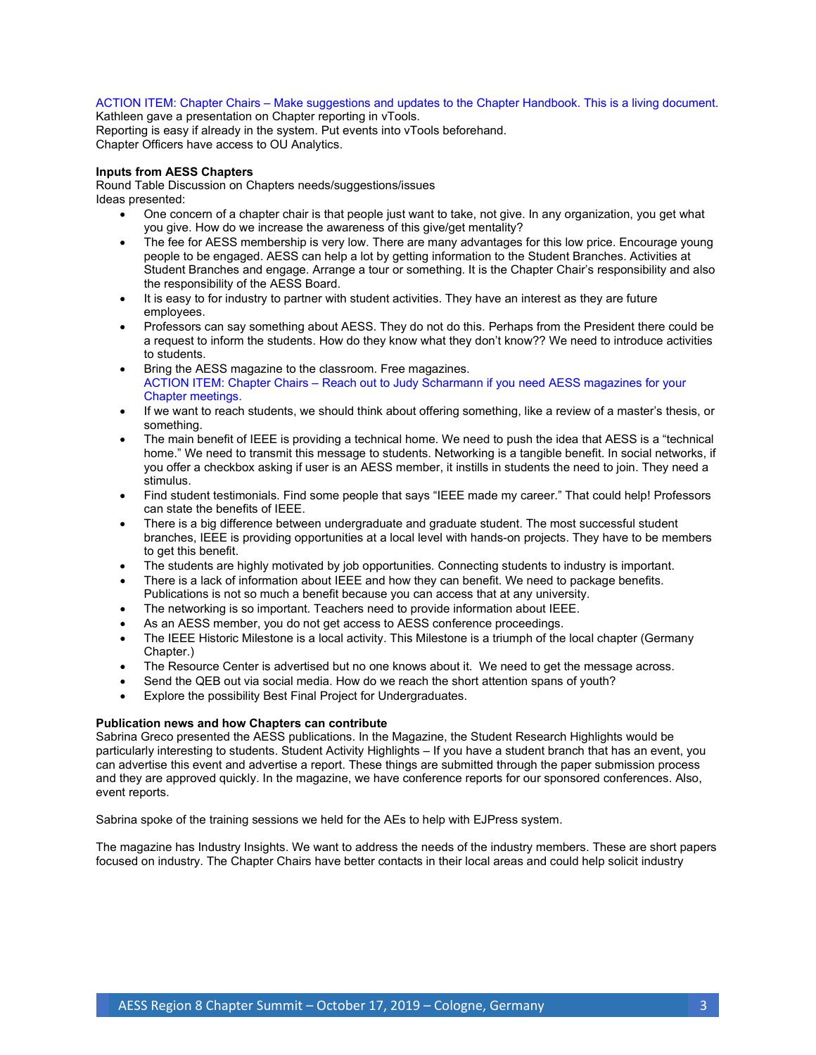ACTION ITEM: Chapter Chairs – Make suggestions and updates to the Chapter Handbook. This is a living document.
Kathleen gave a presentation on Chapter reporting in vTools.
Reporting is easy if already in the system. Put events into vTools beforehand.
Chapter Officers have access to OU Analytics.

**Inputs from AESS Chapters**
Round Table Discussion on Chapters needs/suggestions/issues
Ideas presented:

- One concern of a chapter chair is that people just want to take, not give. In any organization, you get what you give. How do we increase the awareness of this give/get mentality?
- The fee for AESS membership is very low. There are many advantages for this low price. Encourage young people to be engaged. AESS can help a lot by getting information to the Student Branches. Activities at Student Branches and engage. Arrange a tour or something. It is the Chapter Chair's responsibility and also the responsibility of the AESS Board.
- It is easy to for industry to partner with student activities. They have an interest as they are future employees.
- Professors can say something about AESS. They do not do this. Perhaps from the President there could be a request to inform the students. How do they know what they don't know?? We need to introduce activities to students.
- Bring the AESS magazine to the classroom. Free magazines.
  ACTION ITEM: Chapter Chairs – Reach out to Judy Scharmann if you need AESS magazines for your Chapter meetings.
- If we want to reach students, we should think about offering something, like a review of a master's thesis, or something.
- The main benefit of IEEE is providing a technical home. We need to push the idea that AESS is a "technical home." We need to transmit this message to students. Networking is a tangible benefit. In social networks, if you offer a checkbox asking if user is an AESS member, it instills in students the need to join. They need a stimulus.
- Find student testimonials. Find some people that says "IEEE made my career." That could help! Professors can state the benefits of IEEE.
- There is a big difference between undergraduate and graduate student. The most successful student branches, IEEE is providing opportunities at a local level with hands-on projects. They have to be members to get this benefit.
- The students are highly motivated by job opportunities. Connecting students to industry is important.
- There is a lack of information about IEEE and how they can benefit. We need to package benefits. Publications is not so much a benefit because you can access that at any university.
- The networking is so important. Teachers need to provide information about IEEE.
- As an AESS member, you do not get access to AESS conference proceedings.
- The IEEE Historic Milestone is a local activity. This Milestone is a triumph of the local chapter (Germany Chapter.)
- The Resource Center is advertised but no one knows about it. We need to get the message across.
- Send the QEB out via social media. How do we reach the short attention spans of youth?
- Explore the possibility Best Final Project for Undergraduates.

**Publication news and how Chapters can contribute**
Sabrina Greco presented the AESS publications. In the Magazine, the Student Research Highlights would be particularly interesting to students. Student Activity Highlights – If you have a student branch that has an event, you can advertise this event and advertise a report. These things are submitted through the paper submission process and they are approved quickly. In the magazine, we have conference reports for our sponsored conferences. Also, event reports.

Sabrina spoke of the training sessions we held for the AEs to help with EJPress system.

The magazine has Industry Insights. We want to address the needs of the industry members. These are short papers focused on industry. The Chapter Chairs have better contacts in their local areas and could help solicit industry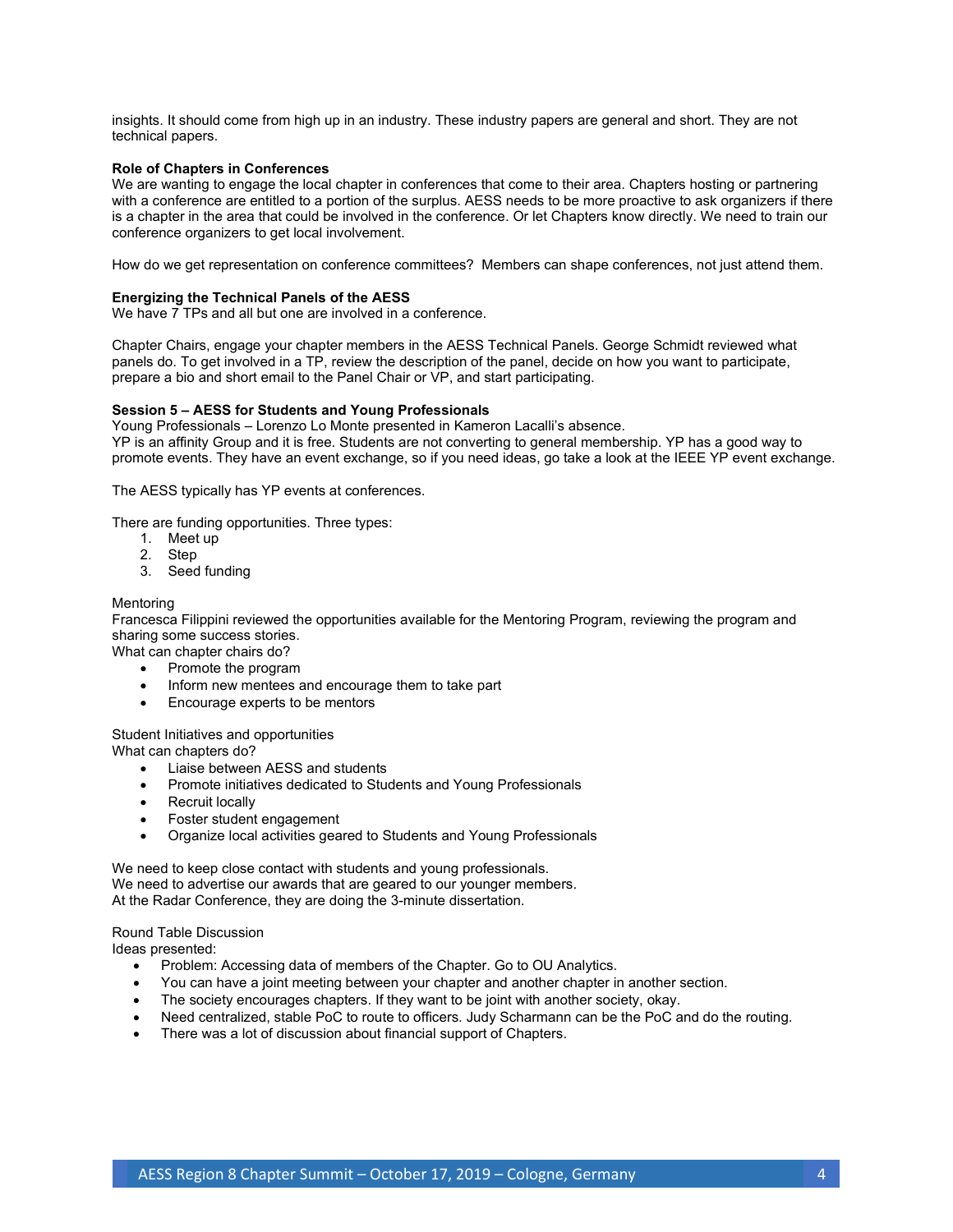insights. It should come from high up in an industry. These industry papers are general and short. They are not technical papers.

**Role of Chapters in Conferences**
We are wanting to engage the local chapter in conferences that come to their area. Chapters hosting or partnering with a conference are entitled to a portion of the surplus. AESS needs to be more proactive to ask organizers if there is a chapter in the area that could be involved in the conference. Or let Chapters know directly. We need to train our conference organizers to get local involvement.

How do we get representation on conference committees? Members can shape conferences, not just attend them.

**Energizing the Technical Panels of the AESS**
We have 7 TPs and all but one are involved in a conference.

Chapter Chairs, engage your chapter members in the AESS Technical Panels. George Schmidt reviewed what panels do. To get involved in a TP, review the description of the panel, decide on how you want to participate, prepare a bio and short email to the Panel Chair or VP, and start participating.

**Session 5 – AESS for Students and Young Professionals**
Young Professionals – Lorenzo Lo Monte presented in Kameron Lacalli's absence.
YP is an affinity Group and it is free. Students are not converting to general membership. YP has a good way to promote events. They have an event exchange, so if you need ideas, go take a look at the IEEE YP event exchange.

The AESS typically has YP events at conferences.

There are funding opportunities. Three types:

1. Meet up
2. Step
3. Seed funding

Mentoring
Francesca Filippini reviewed the opportunities available for the Mentoring Program, reviewing the program and sharing some success stories.
What can chapter chairs do?

- Promote the program
- Inform new mentees and encourage them to take part
- Encourage experts to be mentors

Student Initiatives and opportunities
What can chapters do?

- Liaise between AESS and students
- Promote initiatives dedicated to Students and Young Professionals
- Recruit locally
- Foster student engagement
- Organize local activities geared to Students and Young Professionals

We need to keep close contact with students and young professionals.
We need to advertise our awards that are geared to our younger members.
At the Radar Conference, they are doing the 3-minute dissertation.

Round Table Discussion
Ideas presented:

- Problem: Accessing data of members of the Chapter. Go to OU Analytics.
- You can have a joint meeting between your chapter and another chapter in another section.
- The society encourages chapters. If they want to be joint with another society, okay.
- Need centralized, stable PoC to route to officers. Judy Scharmann can be the PoC and do the routing.
- There was a lot of discussion about financial support of Chapters.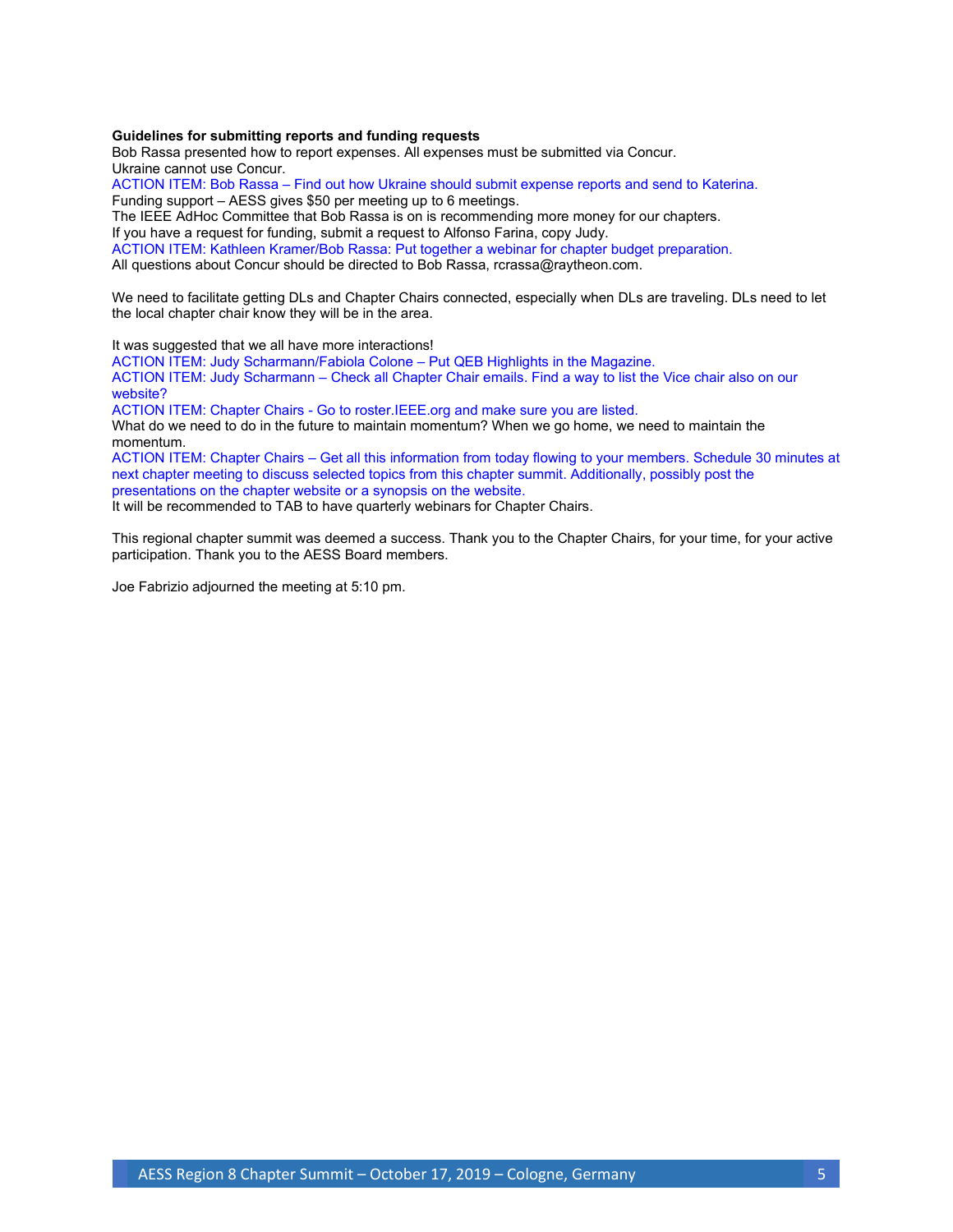**Guidelines for submitting reports and funding requests**

Bob Rassa presented how to report expenses. All expenses must be submitted via Concur.
Ukraine cannot use Concur.
ACTION ITEM: Bob Rassa – Find out how Ukraine should submit expense reports and send to Katerina.
Funding support – AESS gives $50 per meeting up to 6 meetings.
The IEEE AdHoc Committee that Bob Rassa is on is recommending more money for our chapters.
If you have a request for funding, submit a request to Alfonso Farina, copy Judy.
ACTION ITEM: Kathleen Kramer/Bob Rassa: Put together a webinar for chapter budget preparation.
All questions about Concur should be directed to Bob Rassa, rcrassa@raytheon.com.

We need to facilitate getting DLs and Chapter Chairs connected, especially when DLs are traveling. DLs need to let the local chapter chair know they will be in the area.

It was suggested that we all have more interactions!
ACTION ITEM: Judy Scharmann/Fabiola Colone – Put QEB Highlights in the Magazine.
ACTION ITEM: Judy Scharmann – Check all Chapter Chair emails. Find a way to list the Vice chair also on our website?
ACTION ITEM: Chapter Chairs - Go to roster.IEEE.org and make sure you are listed.
What do we need to do in the future to maintain momentum? When we go home, we need to maintain the momentum.
ACTION ITEM: Chapter Chairs – Get all this information from today flowing to your members. Schedule 30 minutes at next chapter meeting to discuss selected topics from this chapter summit. Additionally, possibly post the presentations on the chapter website or a synopsis on the website.
It will be recommended to TAB to have quarterly webinars for Chapter Chairs.

This regional chapter summit was deemed a success. Thank you to the Chapter Chairs, for your time, for your active participation. Thank you to the AESS Board members.

Joe Fabrizio adjourned the meeting at 5:10 pm.